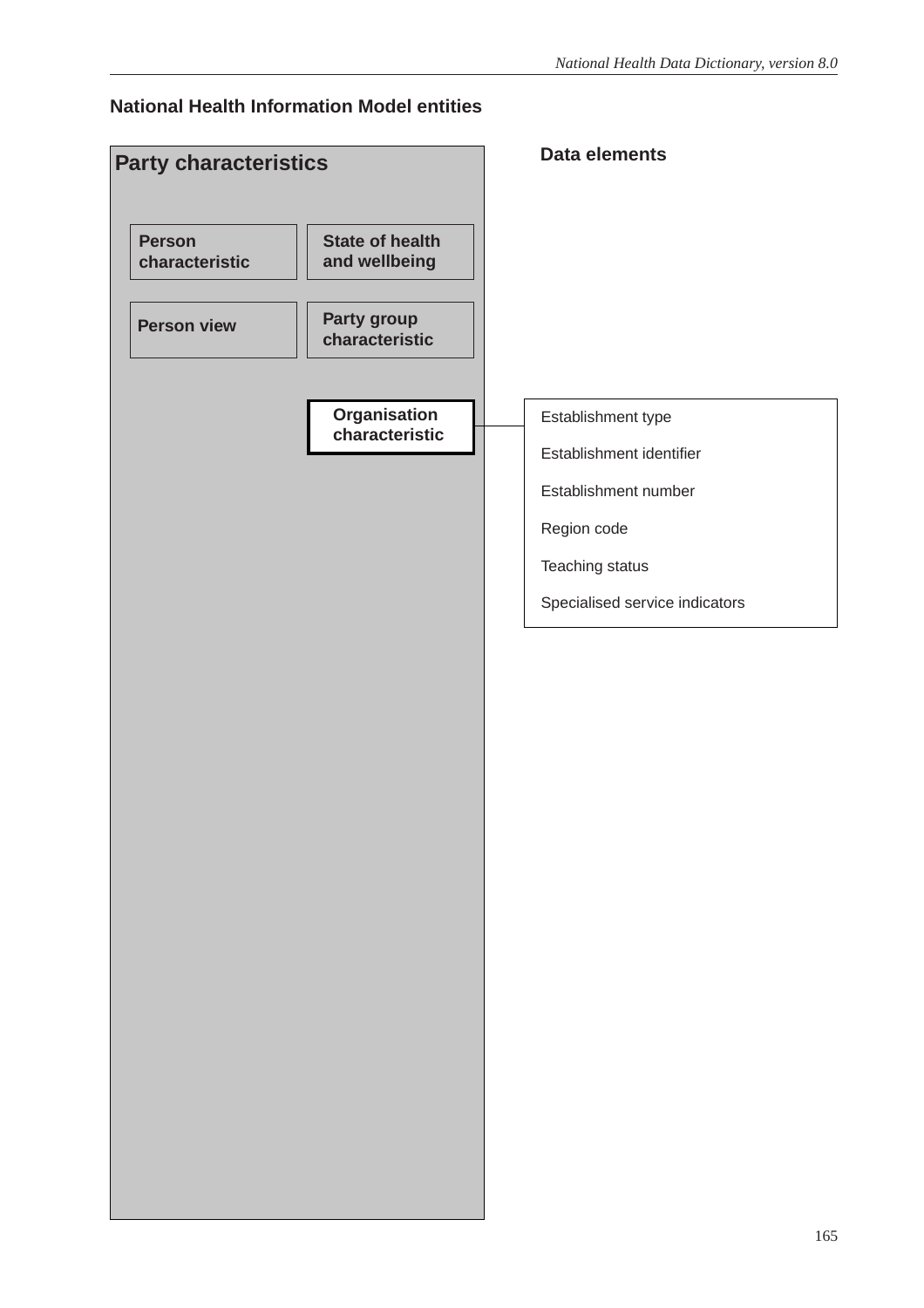## National Health Information Model entities

### Party characteristics

- Person characteristic
- State of health and wellbeing
- Person view
- Party group characteristic
- **Organisation characteristic**

### Data elements

Organisation characteristic:

- Establishment type
- Establishment identifier
- Establishment number
- Region code
- Teaching status
- Specialised service indicators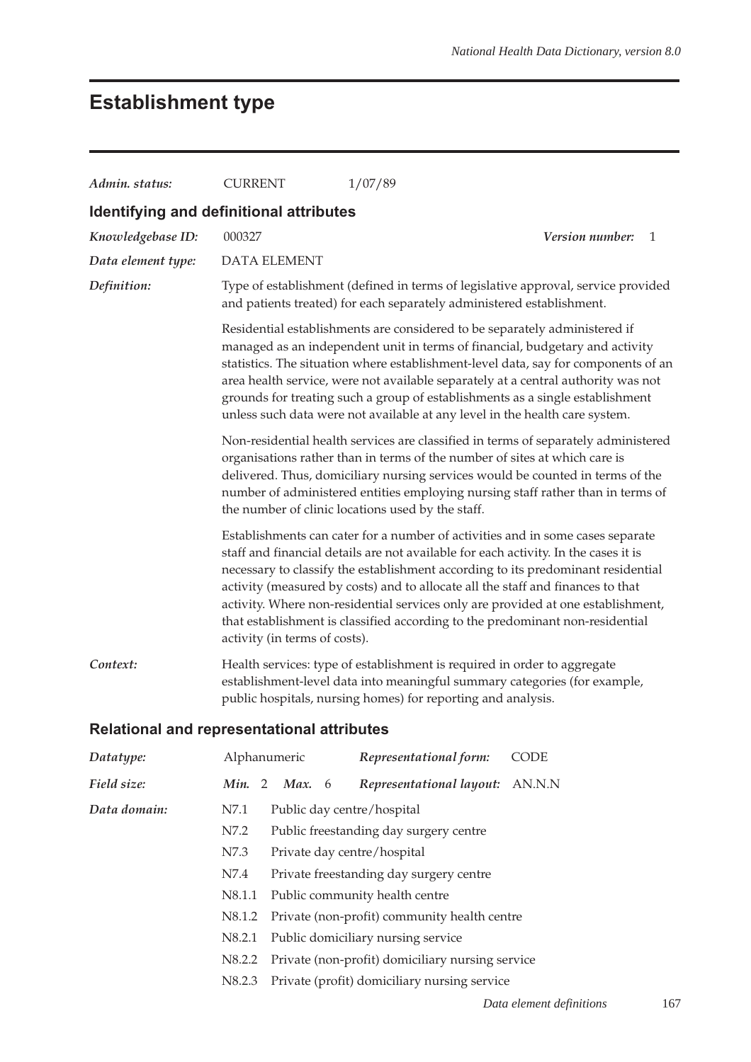# Establishment type

*Admin. status:* CURRENT 1/07/89

## Identifying and definitional attributes

*Knowledgebase ID:* 000327 *Version number:* 1

*Data element type:* DATA ELEMENT

*Definition:* Type of establishment (defined in terms of legislative approval, service provided and patients treated) for each separately administered establishment.

Residential establishments are considered to be separately administered if managed as an independent unit in terms of financial, budgetary and activity statistics. The situation where establishment-level data, say for components of an area health service, were not available separately at a central authority was not grounds for treating such a group of establishments as a single establishment unless such data were not available at any level in the health care system.

Non-residential health services are classified in terms of separately administered organisations rather than in terms of the number of sites at which care is delivered. Thus, domiciliary nursing services would be counted in terms of the number of administered entities employing nursing staff rather than in terms of the number of clinic locations used by the staff.

Establishments can cater for a number of activities and in some cases separate staff and financial details are not available for each activity. In the cases it is necessary to classify the establishment according to its predominant residential activity (measured by costs) and to allocate all the staff and finances to that activity. Where non-residential services only are provided at one establishment, that establishment is classified according to the predominant non-residential activity (in terms of costs).

*Context:* Health services: type of establishment is required in order to aggregate establishment-level data into meaningful summary categories (for example, public hospitals, nursing homes) for reporting and analysis.

## Relational and representational attributes

*Datatype:* Alphanumeric *Representational form:* CODE

*Field size:* ***Min.*** 2 ***Max.*** 6 *Representational layout:* AN.N.N

*Data domain:*

N7.1 Public day centre/hospital
N7.2 Public freestanding day surgery centre
N7.3 Private day centre/hospital
N7.4 Private freestanding day surgery centre
N8.1.1 Public community health centre
N8.1.2 Private (non-profit) community health centre
N8.2.1 Public domiciliary nursing service
N8.2.2 Private (non-profit) domiciliary nursing service
N8.2.3 Private (profit) domiciliary nursing service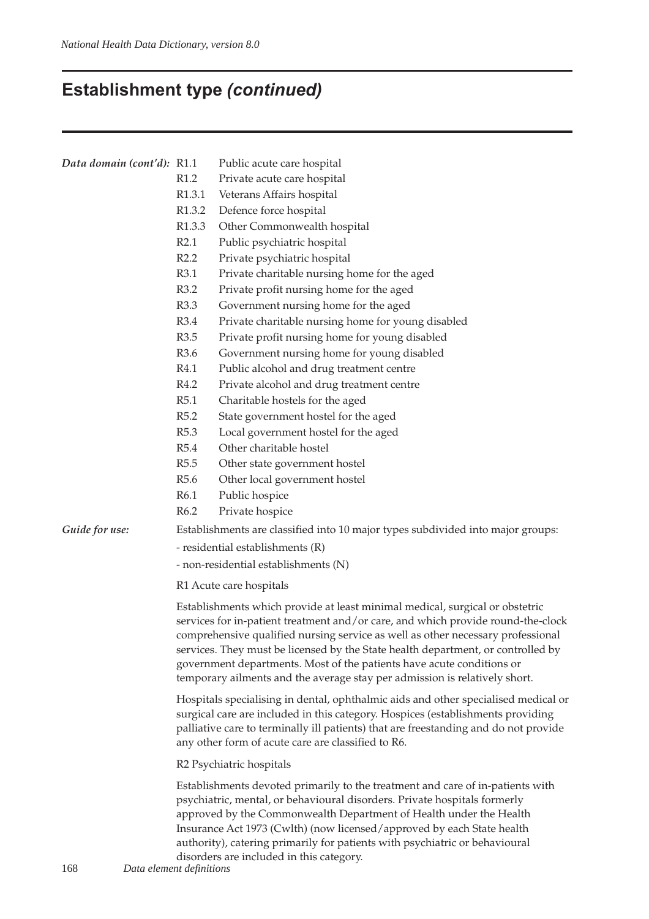## Establishment type *(continued)*

***Data domain (cont'd):***

| Code | Description |
|---|---|
| R1.1 | Public acute care hospital |
| R1.2 | Private acute care hospital |
| R1.3.1 | Veterans Affairs hospital |
| R1.3.2 | Defence force hospital |
| R1.3.3 | Other Commonwealth hospital |
| R2.1 | Public psychiatric hospital |
| R2.2 | Private psychiatric hospital |
| R3.1 | Private charitable nursing home for the aged |
| R3.2 | Private profit nursing home for the aged |
| R3.3 | Government nursing home for the aged |
| R3.4 | Private charitable nursing home for young disabled |
| R3.5 | Private profit nursing home for young disabled |
| R3.6 | Government nursing home for young disabled |
| R4.1 | Public alcohol and drug treatment centre |
| R4.2 | Private alcohol and drug treatment centre |
| R5.1 | Charitable hostels for the aged |
| R5.2 | State government hostel for the aged |
| R5.3 | Local government hostel for the aged |
| R5.4 | Other charitable hostel |
| R5.5 | Other state government hostel |
| R5.6 | Other local government hostel |
| R6.1 | Public hospice |
| R6.2 | Private hospice |

***Guide for use:***

Establishments are classified into 10 major types subdivided into major groups:

- residential establishments (R)
- non-residential establishments (N)

R1 Acute care hospitals

Establishments which provide at least minimal medical, surgical or obstetric services for in-patient treatment and/or care, and which provide round-the-clock comprehensive qualified nursing service as well as other necessary professional services. They must be licensed by the State health department, or controlled by government departments. Most of the patients have acute conditions or temporary ailments and the average stay per admission is relatively short.

Hospitals specialising in dental, ophthalmic aids and other specialised medical or surgical care are included in this category. Hospices (establishments providing palliative care to terminally ill patients) that are freestanding and do not provide any other form of acute care are classified to R6.

R2 Psychiatric hospitals

Establishments devoted primarily to the treatment and care of in-patients with psychiatric, mental, or behavioural disorders. Private hospitals formerly approved by the Commonwealth Department of Health under the Health Insurance Act 1973 (Cwlth) (now licensed/approved by each State health authority), catering primarily for patients with psychiatric or behavioural disorders are included in this category.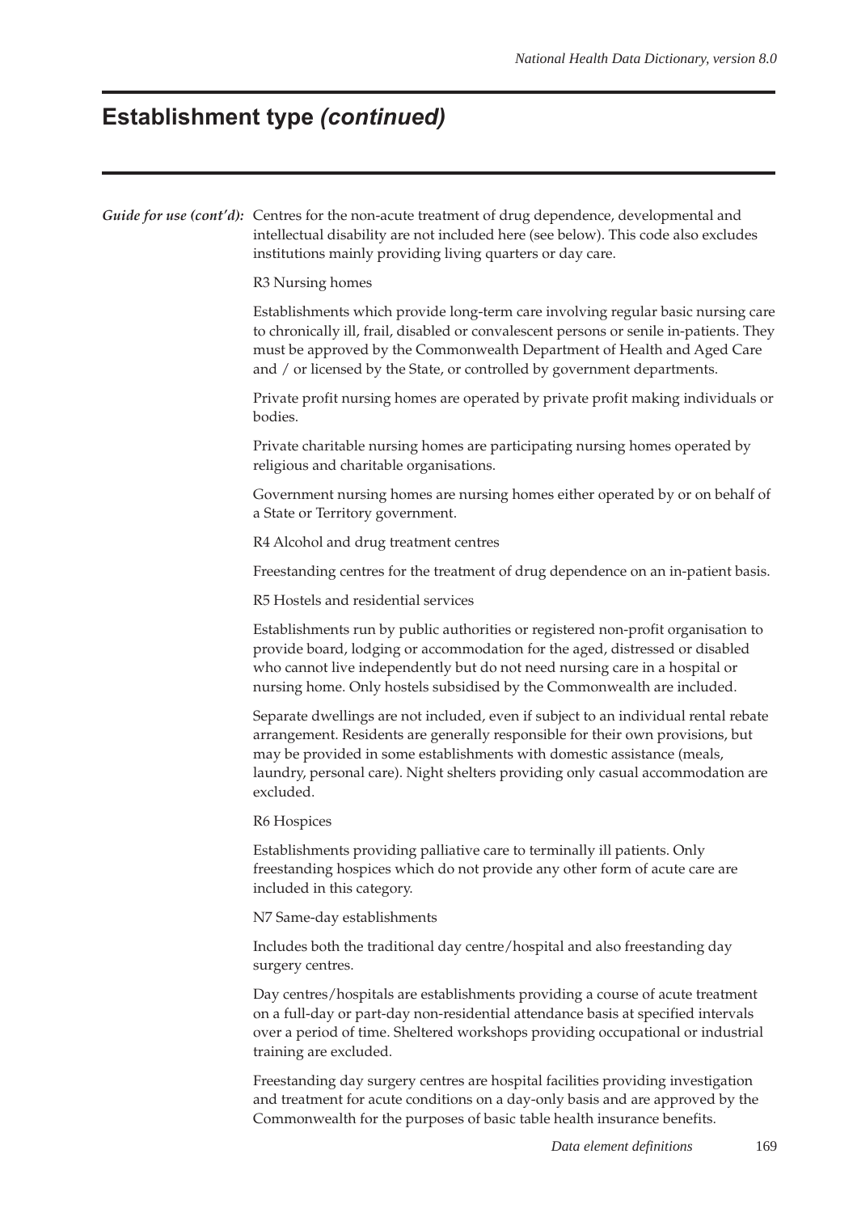# Establishment type *(continued)*

***Guide for use (cont'd):*** Centres for the non-acute treatment of drug dependence, developmental and intellectual disability are not included here (see below). This code also excludes institutions mainly providing living quarters or day care.

R3 Nursing homes

Establishments which provide long-term care involving regular basic nursing care to chronically ill, frail, disabled or convalescent persons or senile in-patients. They must be approved by the Commonwealth Department of Health and Aged Care and / or licensed by the State, or controlled by government departments.

Private profit nursing homes are operated by private profit making individuals or bodies.

Private charitable nursing homes are participating nursing homes operated by religious and charitable organisations.

Government nursing homes are nursing homes either operated by or on behalf of a State or Territory government.

R4 Alcohol and drug treatment centres

Freestanding centres for the treatment of drug dependence on an in-patient basis.

R5 Hostels and residential services

Establishments run by public authorities or registered non-profit organisation to provide board, lodging or accommodation for the aged, distressed or disabled who cannot live independently but do not need nursing care in a hospital or nursing home. Only hostels subsidised by the Commonwealth are included.

Separate dwellings are not included, even if subject to an individual rental rebate arrangement. Residents are generally responsible for their own provisions, but may be provided in some establishments with domestic assistance (meals, laundry, personal care). Night shelters providing only casual accommodation are excluded.

R6 Hospices

Establishments providing palliative care to terminally ill patients. Only freestanding hospices which do not provide any other form of acute care are included in this category.

N7 Same-day establishments

Includes both the traditional day centre/hospital and also freestanding day surgery centres.

Day centres/hospitals are establishments providing a course of acute treatment on a full-day or part-day non-residential attendance basis at specified intervals over a period of time. Sheltered workshops providing occupational or industrial training are excluded.

Freestanding day surgery centres are hospital facilities providing investigation and treatment for acute conditions on a day-only basis and are approved by the Commonwealth for the purposes of basic table health insurance benefits.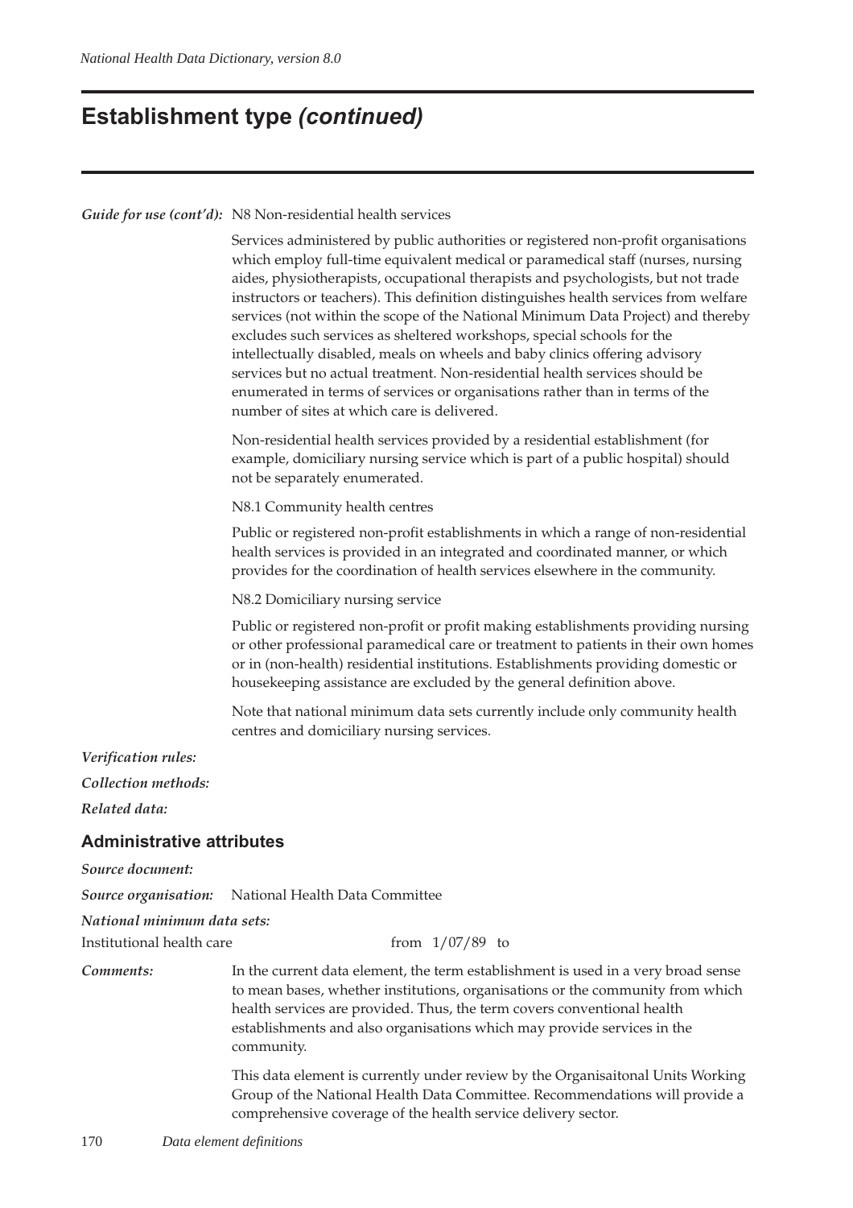# Establishment type *(continued)*

***Guide for use (cont'd):*** N8 Non-residential health services

Services administered by public authorities or registered non-profit organisations which employ full-time equivalent medical or paramedical staff (nurses, nursing aides, physiotherapists, occupational therapists and psychologists, but not trade instructors or teachers). This definition distinguishes health services from welfare services (not within the scope of the National Minimum Data Project) and thereby excludes such services as sheltered workshops, special schools for the intellectually disabled, meals on wheels and baby clinics offering advisory services but no actual treatment. Non-residential health services should be enumerated in terms of services or organisations rather than in terms of the number of sites at which care is delivered.

Non-residential health services provided by a residential establishment (for example, domiciliary nursing service which is part of a public hospital) should not be separately enumerated.

N8.1 Community health centres

Public or registered non-profit establishments in which a range of non-residential health services is provided in an integrated and coordinated manner, or which provides for the coordination of health services elsewhere in the community.

N8.2 Domiciliary nursing service

Public or registered non-profit or profit making establishments providing nursing or other professional paramedical care or treatment to patients in their own homes or in (non-health) residential institutions. Establishments providing domestic or housekeeping assistance are excluded by the general definition above.

Note that national minimum data sets currently include only community health centres and domiciliary nursing services.

***Verification rules:***

***Collection methods:***

***Related data:***

## Administrative attributes

***Source document:***

***Source organisation:*** National Health Data Committee

***National minimum data sets:***

Institutional health care from 1/07/89 to

***Comments:*** In the current data element, the term establishment is used in a very broad sense to mean bases, whether institutions, organisations or the community from which health services are provided. Thus, the term covers conventional health establishments and also organisations which may provide services in the community.

This data element is currently under review by the Organisaitonal Units Working Group of the National Health Data Committee. Recommendations will provide a comprehensive coverage of the health service delivery sector.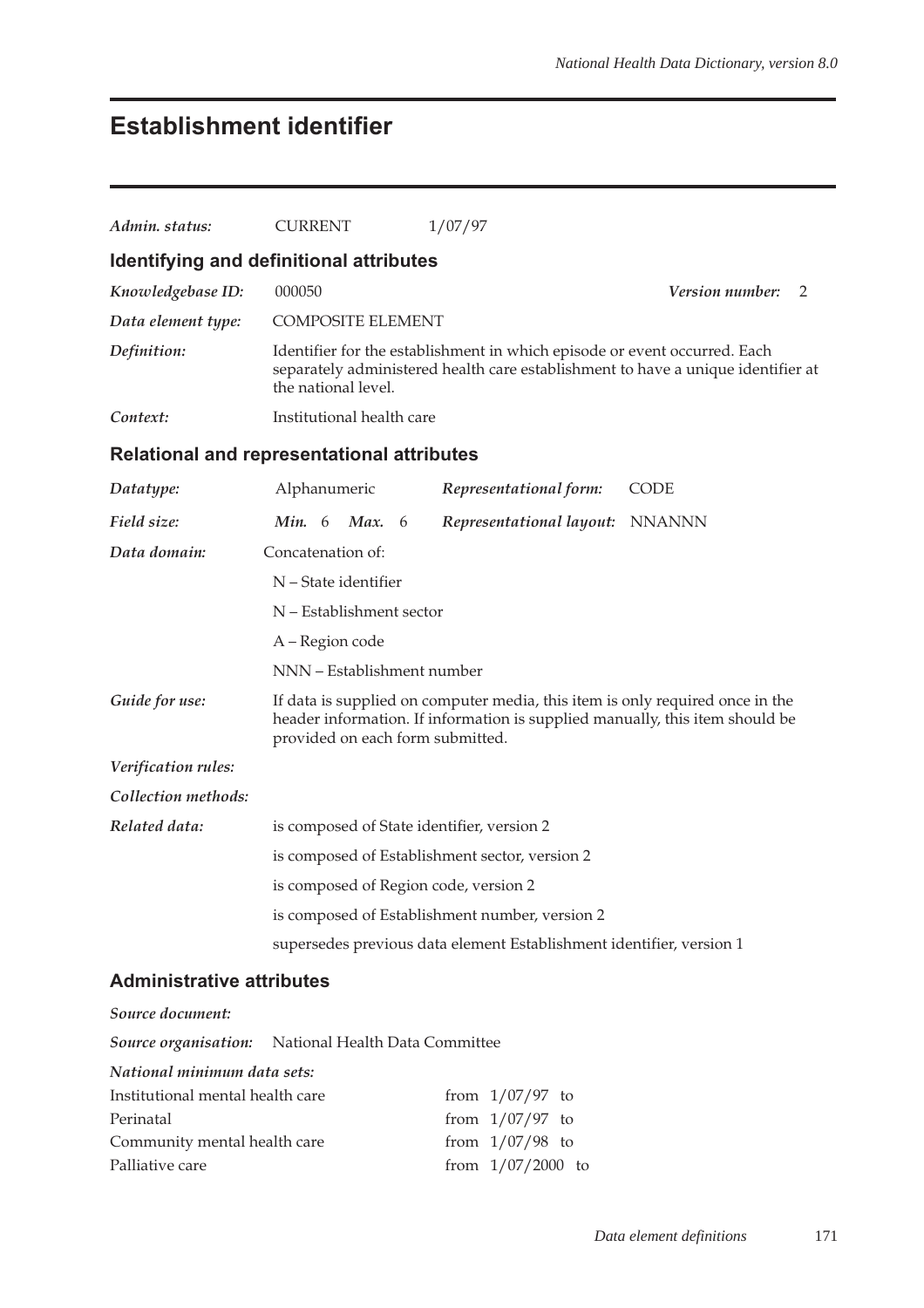# Establishment identifier

*Admin. status:* CURRENT 1/07/97

## Identifying and definitional attributes

*Knowledgebase ID:* 000050 *Version number:* 2

*Data element type:* COMPOSITE ELEMENT

*Definition:* Identifier for the establishment in which episode or event occurred. Each separately administered health care establishment to have a unique identifier at the national level.

*Context:* Institutional health care

## Relational and representational attributes

*Datatype:* Alphanumeric *Representational form:* CODE

*Field size:* ***Min.*** 6 ***Max.*** 6 *Representational layout:* NNANNN

*Data domain:* Concatenation of:

N – State identifier

N – Establishment sector

A – Region code

NNN – Establishment number

*Guide for use:* If data is supplied on computer media, this item is only required once in the header information. If information is supplied manually, this item should be provided on each form submitted.

*Verification rules:*

*Collection methods:*

*Related data:* is composed of State identifier, version 2

is composed of Establishment sector, version 2

is composed of Region code, version 2

is composed of Establishment number, version 2

supersedes previous data element Establishment identifier, version 1

## Administrative attributes

*Source document:*

*Source organisation:* National Health Data Committee

*National minimum data sets:*

| | |
|---|---|
| Institutional mental health care | from 1/07/97 to |
| Perinatal | from 1/07/97 to |
| Community mental health care | from 1/07/98 to |
| Palliative care | from 1/07/2000 to |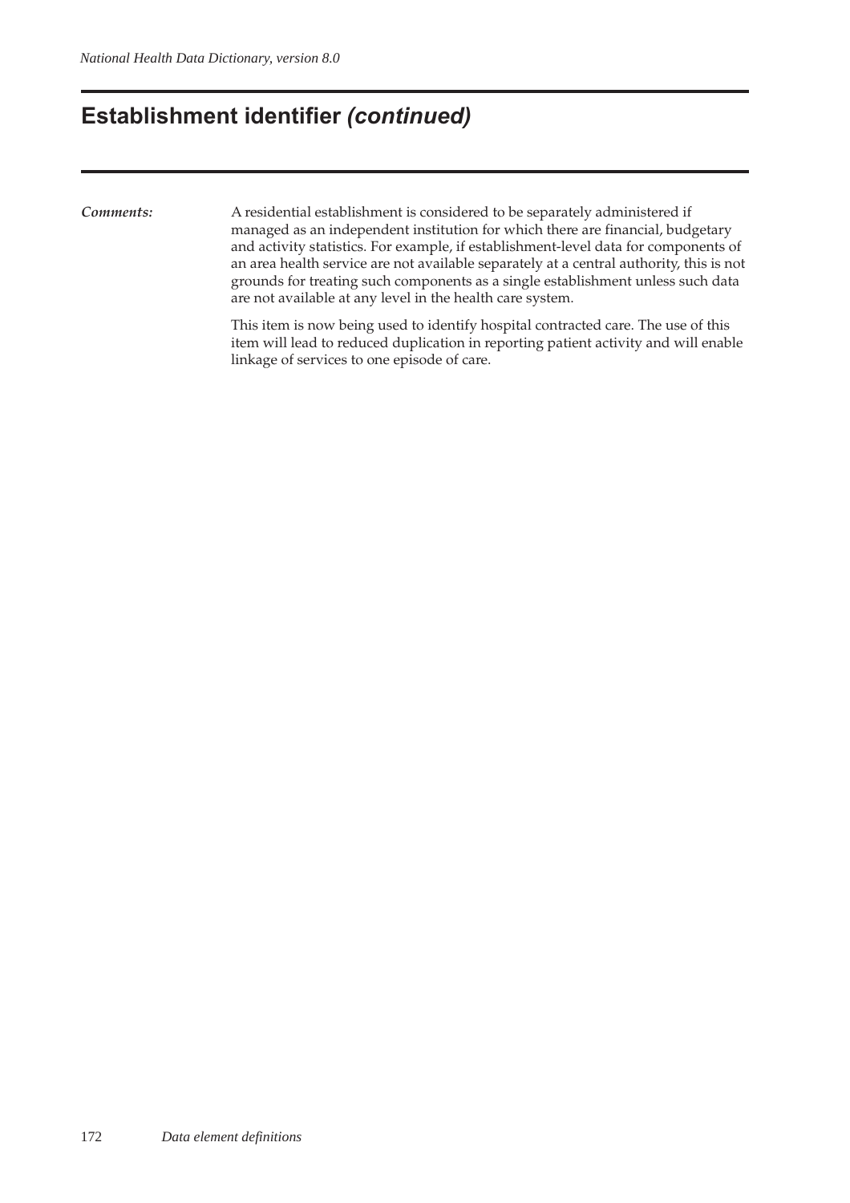# Establishment identifier *(continued)*

*Comments:*

A residential establishment is considered to be separately administered if managed as an independent institution for which there are financial, budgetary and activity statistics. For example, if establishment-level data for components of an area health service are not available separately at a central authority, this is not grounds for treating such components as a single establishment unless such data are not available at any level in the health care system.

This item is now being used to identify hospital contracted care. The use of this item will lead to reduced duplication in reporting patient activity and will enable linkage of services to one episode of care.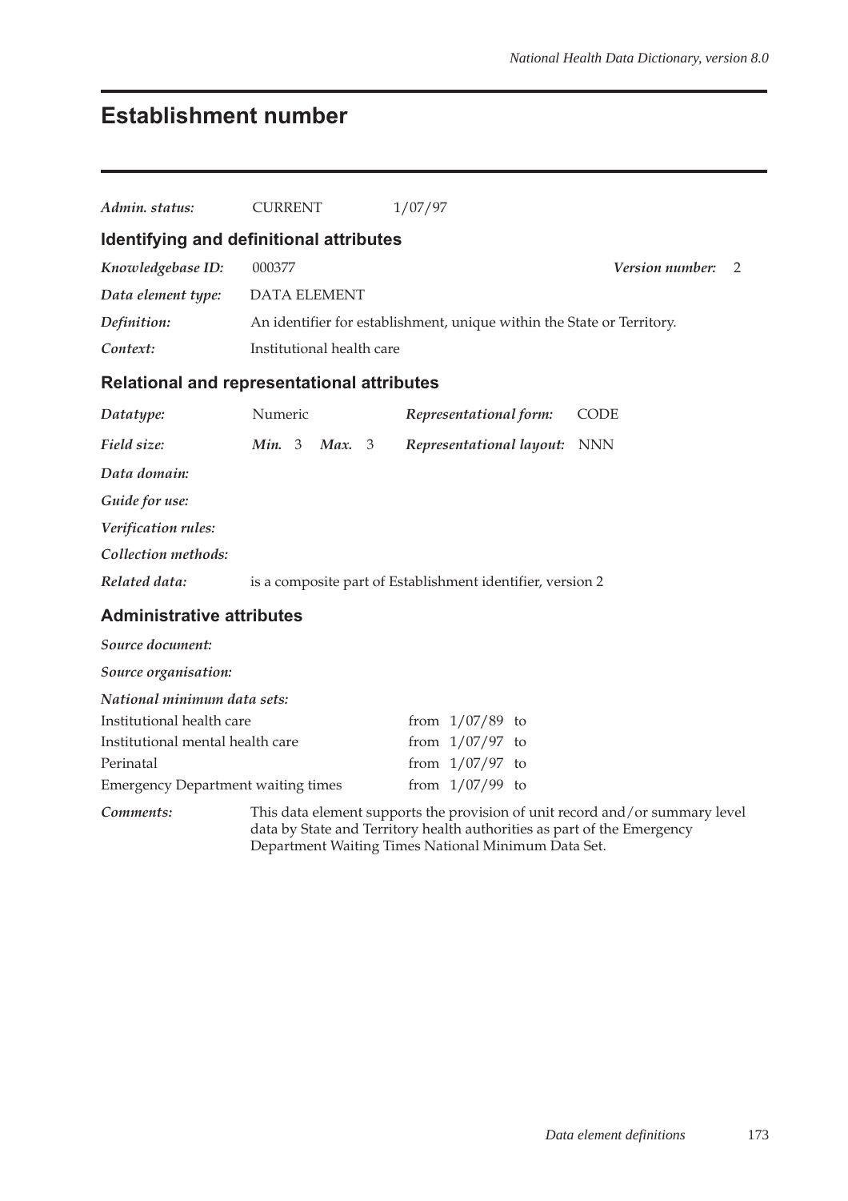# Establishment number

*Admin. status:* CURRENT 1/07/97

## Identifying and definitional attributes

*Knowledgebase ID:* 000377 *Version number:* 2

*Data element type:* DATA ELEMENT

*Definition:* An identifier for establishment, unique within the State or Territory.

*Context:* Institutional health care

## Relational and representational attributes

*Datatype:* Numeric *Representational form:* CODE

*Field size:* *Min.* 3 *Max.* 3 *Representational layout:* NNN

*Data domain:*

*Guide for use:*

*Verification rules:*

*Collection methods:*

*Related data:* is a composite part of Establishment identifier, version 2

## Administrative attributes

*Source document:*

*Source organisation:*

*National minimum data sets:*

| | |
|---|---|
| Institutional health care | from 1/07/89 to |
| Institutional mental health care | from 1/07/97 to |
| Perinatal | from 1/07/97 to |
| Emergency Department waiting times | from 1/07/99 to |

*Comments:* This data element supports the provision of unit record and/or summary level data by State and Territory health authorities as part of the Emergency Department Waiting Times National Minimum Data Set.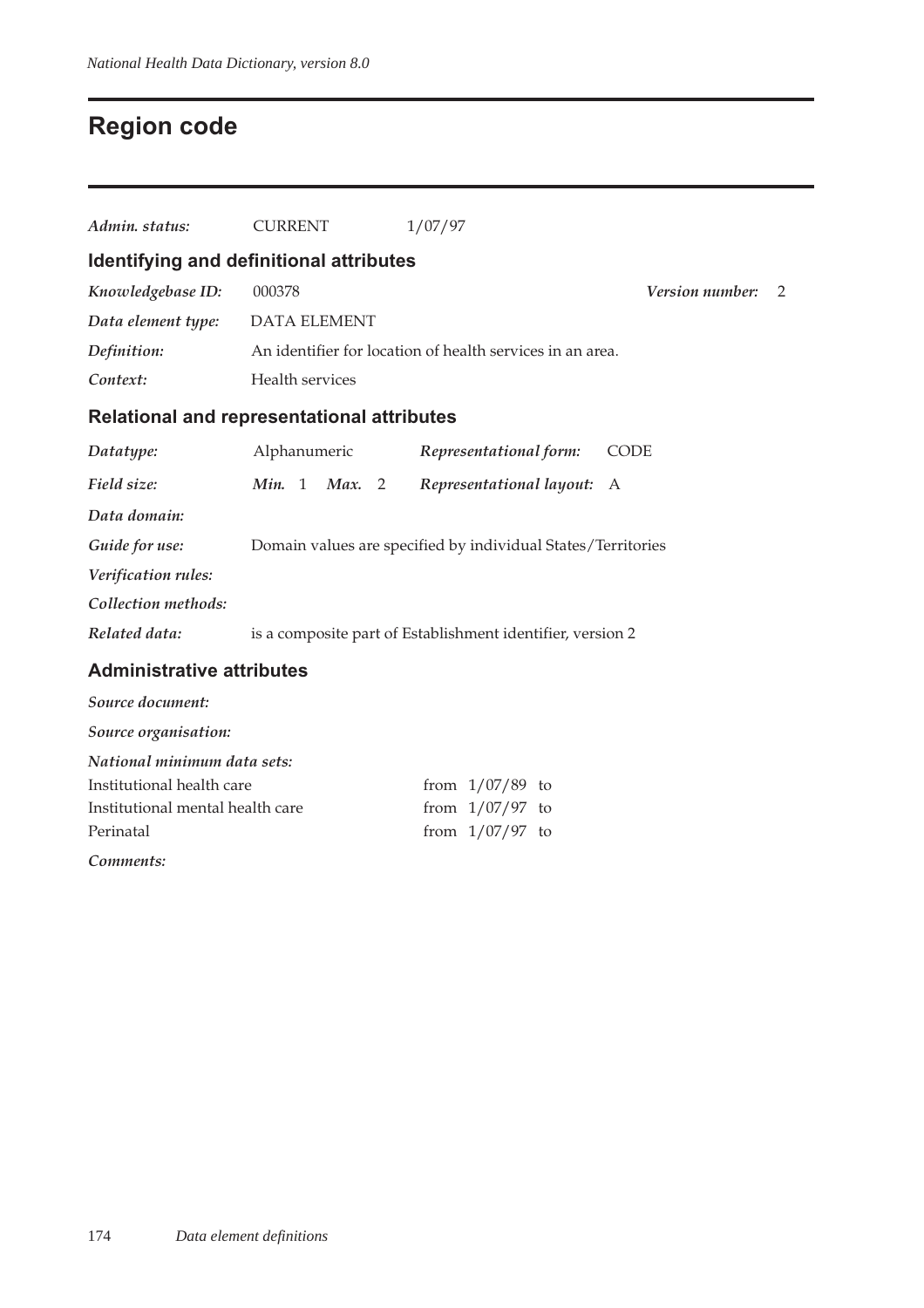# Region code

*Admin. status:* CURRENT 1/07/97

## Identifying and definitional attributes

*Knowledgebase ID:* 000378 *Version number:* 2

*Data element type:* DATA ELEMENT

*Definition:* An identifier for location of health services in an area.

*Context:* Health services

## Relational and representational attributes

*Datatype:* Alphanumeric *Representational form:* CODE

*Field size:* *Min.* 1 *Max.* 2 *Representational layout:* A

*Data domain:*

*Guide for use:* Domain values are specified by individual States/Territories

*Verification rules:*

*Collection methods:*

*Related data:* is a composite part of Establishment identifier, version 2

## Administrative attributes

*Source document:*

*Source organisation:*

*National minimum data sets:*

| | |
|---|---|
| Institutional health care | from 1/07/89 to |
| Institutional mental health care | from 1/07/97 to |
| Perinatal | from 1/07/97 to |

*Comments:*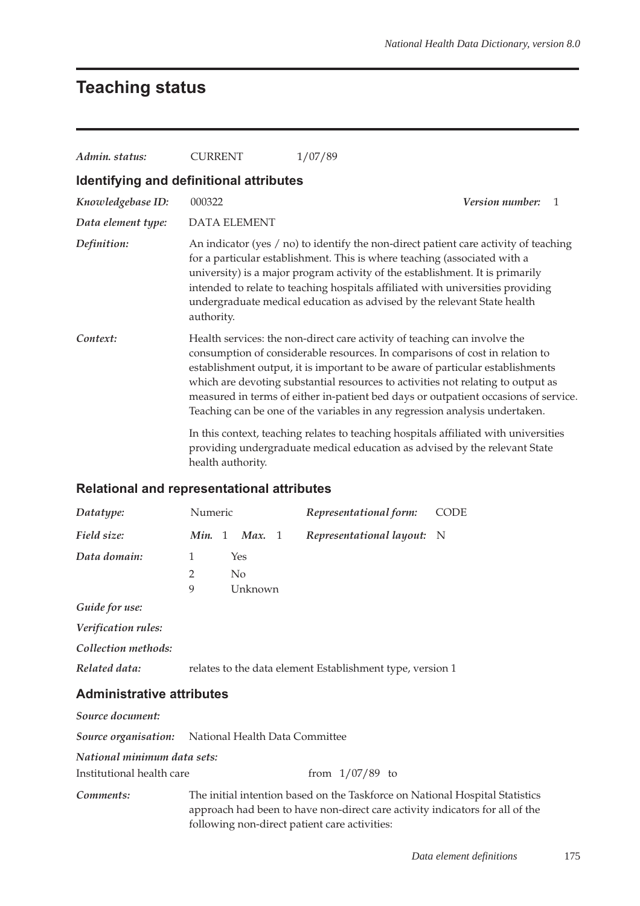# Teaching status

*Admin. status:* CURRENT 1/07/89

## Identifying and definitional attributes

*Knowledgebase ID:* 000322 *Version number:* 1

*Data element type:* DATA ELEMENT

*Definition:* An indicator (yes / no) to identify the non-direct patient care activity of teaching for a particular establishment. This is where teaching (associated with a university) is a major program activity of the establishment. It is primarily intended to relate to teaching hospitals affiliated with universities providing undergraduate medical education as advised by the relevant State health authority.

*Context:* Health services: the non-direct care activity of teaching can involve the consumption of considerable resources. In comparisons of cost in relation to establishment output, it is important to be aware of particular establishments which are devoting substantial resources to activities not relating to output as measured in terms of either in-patient bed days or outpatient occasions of service. Teaching can be one of the variables in any regression analysis undertaken.

In this context, teaching relates to teaching hospitals affiliated with universities providing undergraduate medical education as advised by the relevant State health authority.

## Relational and representational attributes

*Datatype:* Numeric *Representational form:* CODE

*Field size:* *Min.* 1 *Max.* 1 *Representational layout:* N

*Data domain:*

1 Yes
2 No
9 Unknown

*Guide for use:*

*Verification rules:*

*Collection methods:*

*Related data:* relates to the data element Establishment type, version 1

## Administrative attributes

*Source document:*

*Source organisation:* National Health Data Committee

*National minimum data sets:*

Institutional health care from 1/07/89 to

*Comments:* The initial intention based on the Taskforce on National Hospital Statistics approach had been to have non-direct care activity indicators for all of the following non-direct patient care activities: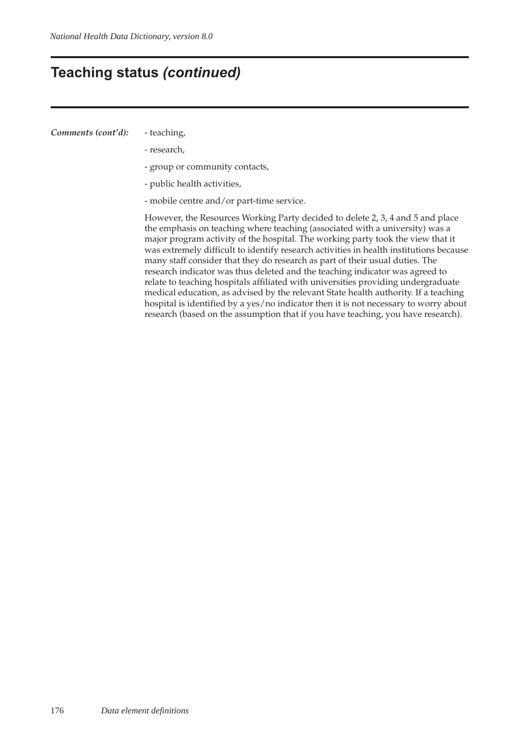## Teaching status *(continued)*

***Comments (cont'd):***

- teaching,
- research,
- group or community contacts,
- public health activities,
- mobile centre and/or part-time service.

However, the Resources Working Party decided to delete 2, 3, 4 and 5 and place the emphasis on teaching where teaching (associated with a university) was a major program activity of the hospital. The working party took the view that it was extremely difficult to identify research activities in health institutions because many staff consider that they do research as part of their usual duties. The research indicator was thus deleted and the teaching indicator was agreed to relate to teaching hospitals affiliated with universities providing undergraduate medical education, as advised by the relevant State health authority. If a teaching hospital is identified by a yes/no indicator then it is not necessary to worry about research (based on the assumption that if you have teaching, you have research).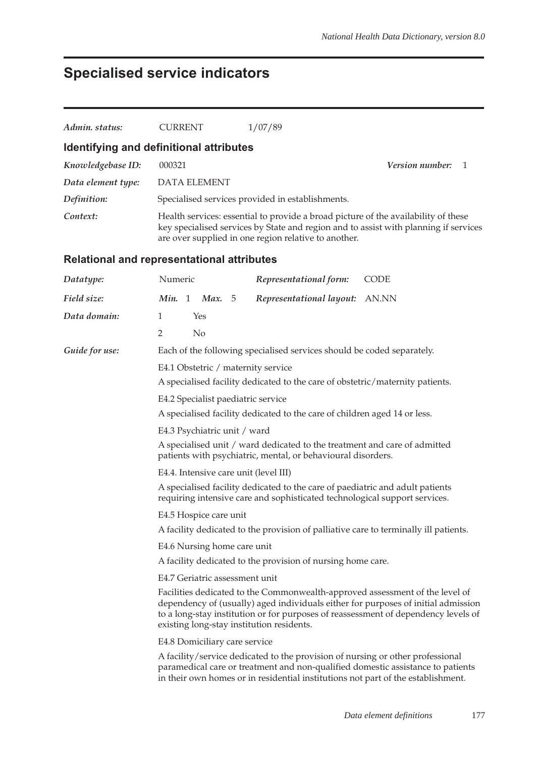# Specialised service indicators

*Admin. status:* CURRENT 1/07/89

## Identifying and definitional attributes

*Knowledgebase ID:* 000321 *Version number:* 1

*Data element type:* DATA ELEMENT

*Definition:* Specialised services provided in establishments.

*Context:* Health services: essential to provide a broad picture of the availability of these key specialised services by State and region and to assist with planning if services are over supplied in one region relative to another.

## Relational and representational attributes

*Datatype:* Numeric *Representational form:* CODE

*Field size:* *Min.* 1 *Max.* 5 *Representational layout:* AN.NN

*Data domain:*
1 Yes
2 No

*Guide for use:* Each of the following specialised services should be coded separately.

E4.1 Obstetric / maternity service

A specialised facility dedicated to the care of obstetric/maternity patients.

E4.2 Specialist paediatric service

A specialised facility dedicated to the care of children aged 14 or less.

E4.3 Psychiatric unit / ward

A specialised unit / ward dedicated to the treatment and care of admitted patients with psychiatric, mental, or behavioural disorders.

E4.4. Intensive care unit (level III)

A specialised facility dedicated to the care of paediatric and adult patients requiring intensive care and sophisticated technological support services.

E4.5 Hospice care unit

A facility dedicated to the provision of palliative care to terminally ill patients.

E4.6 Nursing home care unit

A facility dedicated to the provision of nursing home care.

E4.7 Geriatric assessment unit

Facilities dedicated to the Commonwealth-approved assessment of the level of dependency of (usually) aged individuals either for purposes of initial admission to a long-stay institution or for purposes of reassessment of dependency levels of existing long-stay institution residents.

E4.8 Domiciliary care service

A facility/service dedicated to the provision of nursing or other professional paramedical care or treatment and non-qualified domestic assistance to patients in their own homes or in residential institutions not part of the establishment.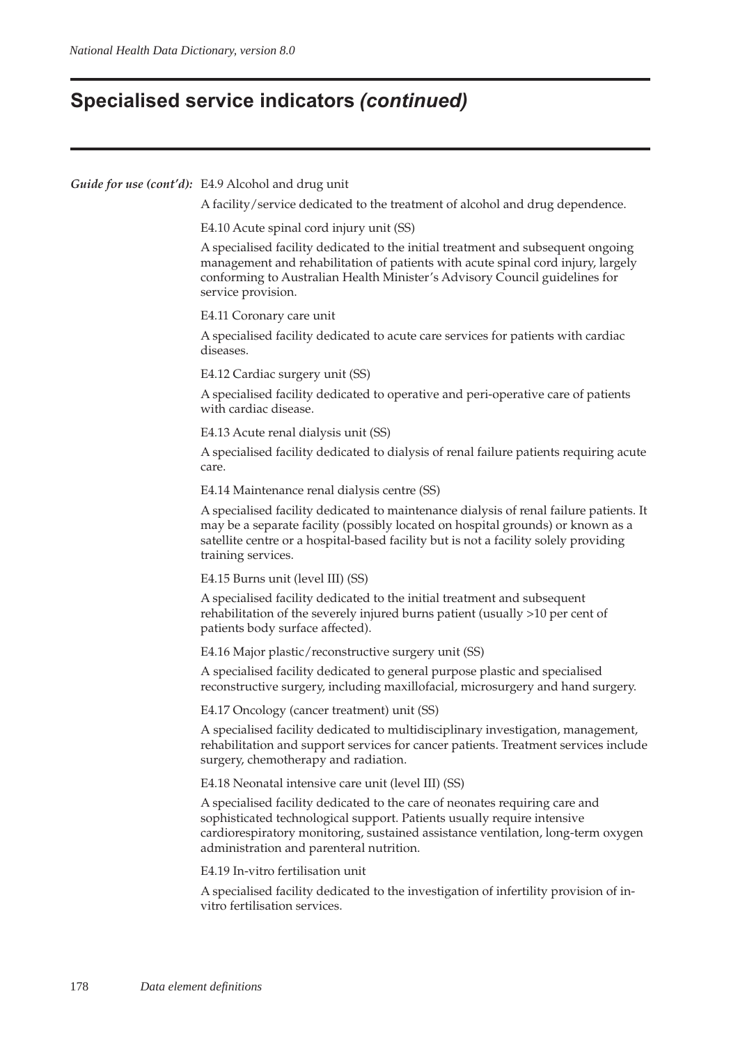# Specialised service indicators *(continued)*

***Guide for use (cont'd):*** E4.9 Alcohol and drug unit

A facility/service dedicated to the treatment of alcohol and drug dependence.

E4.10 Acute spinal cord injury unit (SS)

A specialised facility dedicated to the initial treatment and subsequent ongoing management and rehabilitation of patients with acute spinal cord injury, largely conforming to Australian Health Minister's Advisory Council guidelines for service provision.

E4.11 Coronary care unit

A specialised facility dedicated to acute care services for patients with cardiac diseases.

E4.12 Cardiac surgery unit (SS)

A specialised facility dedicated to operative and peri-operative care of patients with cardiac disease.

E4.13 Acute renal dialysis unit (SS)

A specialised facility dedicated to dialysis of renal failure patients requiring acute care.

E4.14 Maintenance renal dialysis centre (SS)

A specialised facility dedicated to maintenance dialysis of renal failure patients. It may be a separate facility (possibly located on hospital grounds) or known as a satellite centre or a hospital-based facility but is not a facility solely providing training services.

E4.15 Burns unit (level III) (SS)

A specialised facility dedicated to the initial treatment and subsequent rehabilitation of the severely injured burns patient (usually >10 per cent of patients body surface affected).

E4.16 Major plastic/reconstructive surgery unit (SS)

A specialised facility dedicated to general purpose plastic and specialised reconstructive surgery, including maxillofacial, microsurgery and hand surgery.

E4.17 Oncology (cancer treatment) unit (SS)

A specialised facility dedicated to multidisciplinary investigation, management, rehabilitation and support services for cancer patients. Treatment services include surgery, chemotherapy and radiation.

E4.18 Neonatal intensive care unit (level III) (SS)

A specialised facility dedicated to the care of neonates requiring care and sophisticated technological support. Patients usually require intensive cardiorespiratory monitoring, sustained assistance ventilation, long-term oxygen administration and parenteral nutrition.

E4.19 In-vitro fertilisation unit

A specialised facility dedicated to the investigation of infertility provision of in-vitro fertilisation services.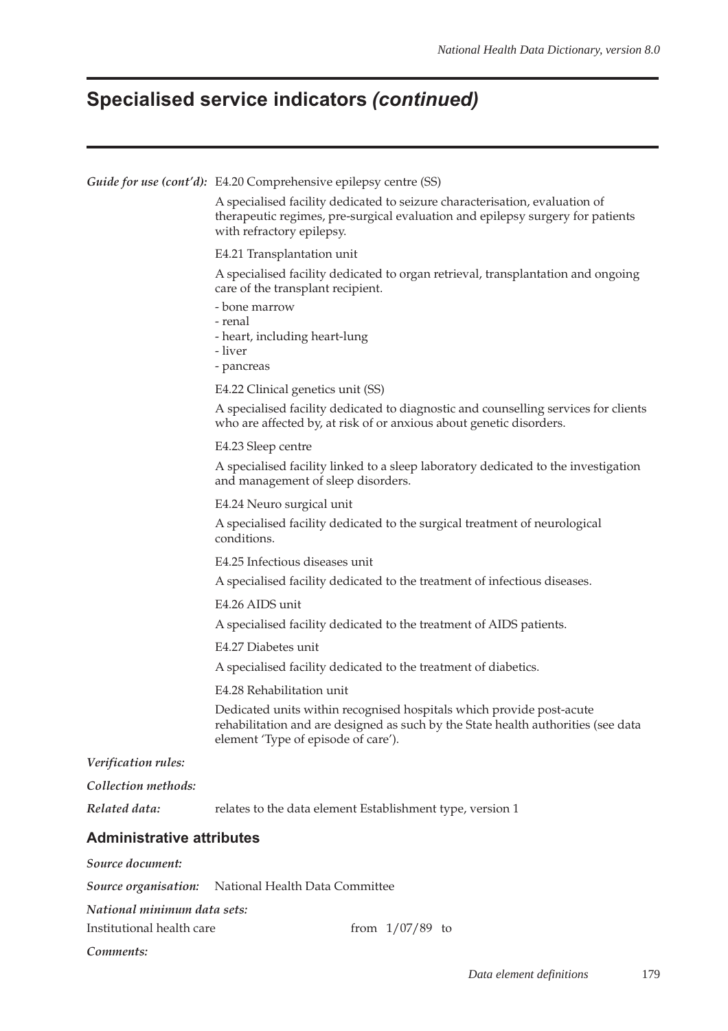# Specialised service indicators *(continued)*

***Guide for use (cont'd):*** E4.20 Comprehensive epilepsy centre (SS)

A specialised facility dedicated to seizure characterisation, evaluation of therapeutic regimes, pre-surgical evaluation and epilepsy surgery for patients with refractory epilepsy.

E4.21 Transplantation unit

A specialised facility dedicated to organ retrieval, transplantation and ongoing care of the transplant recipient.

- bone marrow
- renal
- heart, including heart-lung
- liver
- pancreas

E4.22 Clinical genetics unit (SS)

A specialised facility dedicated to diagnostic and counselling services for clients who are affected by, at risk of or anxious about genetic disorders.

E4.23 Sleep centre

A specialised facility linked to a sleep laboratory dedicated to the investigation and management of sleep disorders.

E4.24 Neuro surgical unit

A specialised facility dedicated to the surgical treatment of neurological conditions.

E4.25 Infectious diseases unit

A specialised facility dedicated to the treatment of infectious diseases.

E4.26 AIDS unit

A specialised facility dedicated to the treatment of AIDS patients.

E4.27 Diabetes unit

A specialised facility dedicated to the treatment of diabetics.

E4.28 Rehabilitation unit

Dedicated units within recognised hospitals which provide post-acute rehabilitation and are designed as such by the State health authorities (see data element 'Type of episode of care').

***Verification rules:***

***Collection methods:***

***Related data:*** relates to the data element Establishment type, version 1

## Administrative attributes

***Source document:***

***Source organisation:*** National Health Data Committee

***National minimum data sets:***

Institutional health care from 1/07/89 to

***Comments:***